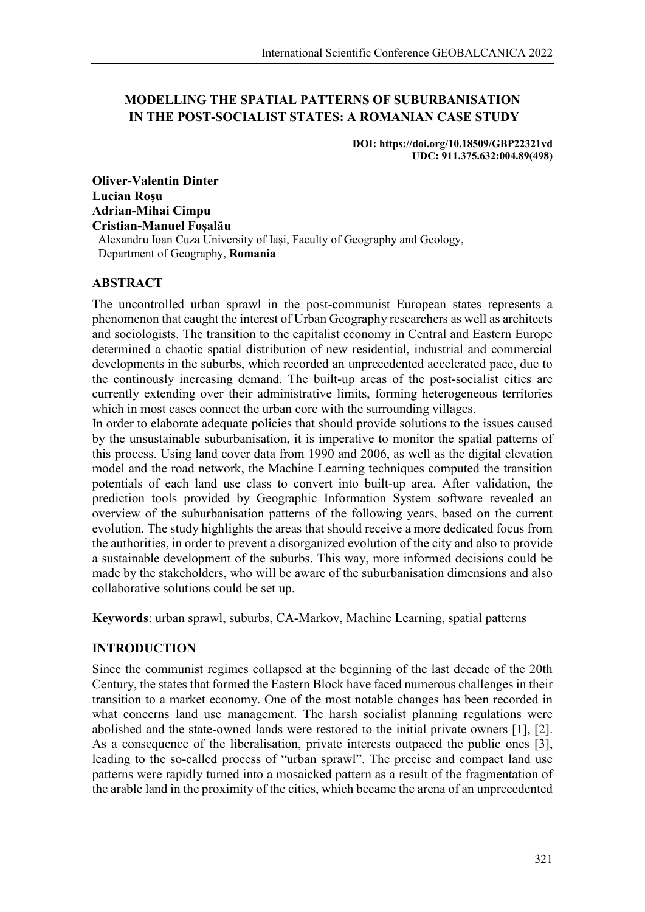# MODELLING THE SPATIAL PATTERNS OF SUBURBANISATION IN THE POST-SOCIALIST STATES: A ROMANIAN CASE STUDY

**DOI: https://doi.org/10.18509/GBP22321vd**
**UDC: 911.375.632:004.89(498)**

**Oliver-Valentin Dinter**
**Lucian Roșu**
**Adrian-Mihai Cimpu**
**Cristian-Manuel Foșalău**
Alexandru Ioan Cuza University of Iași, Faculty of Geography and Geology, Department of Geography, **Romania**

## ABSTRACT

The uncontrolled urban sprawl in the post-communist European states represents a phenomenon that caught the interest of Urban Geography researchers as well as architects and sociologists. The transition to the capitalist economy in Central and Eastern Europe determined a chaotic spatial distribution of new residential, industrial and commercial developments in the suburbs, which recorded an unprecedented accelerated pace, due to the continously increasing demand. The built-up areas of the post-socialist cities are currently extending over their administrative limits, forming heterogeneous territories which in most cases connect the urban core with the surrounding villages.

In order to elaborate adequate policies that should provide solutions to the issues caused by the unsustainable suburbanisation, it is imperative to monitor the spatial patterns of this process. Using land cover data from 1990 and 2006, as well as the digital elevation model and the road network, the Machine Learning techniques computed the transition potentials of each land use class to convert into built-up area. After validation, the prediction tools provided by Geographic Information System software revealed an overview of the suburbanisation patterns of the following years, based on the current evolution. The study highlights the areas that should receive a more dedicated focus from the authorities, in order to prevent a disorganized evolution of the city and also to provide a sustainable development of the suburbs. This way, more informed decisions could be made by the stakeholders, who will be aware of the suburbanisation dimensions and also collaborative solutions could be set up.

**Keywords**: urban sprawl, suburbs, CA-Markov, Machine Learning, spatial patterns

## INTRODUCTION

Since the communist regimes collapsed at the beginning of the last decade of the 20th Century, the states that formed the Eastern Block have faced numerous challenges in their transition to a market economy. One of the most notable changes has been recorded in what concerns land use management. The harsh socialist planning regulations were abolished and the state-owned lands were restored to the initial private owners [1], [2]. As a consequence of the liberalisation, private interests outpaced the public ones [3], leading to the so-called process of "urban sprawl". The precise and compact land use patterns were rapidly turned into a mosaicked pattern as a result of the fragmentation of the arable land in the proximity of the cities, which became the arena of an unprecedented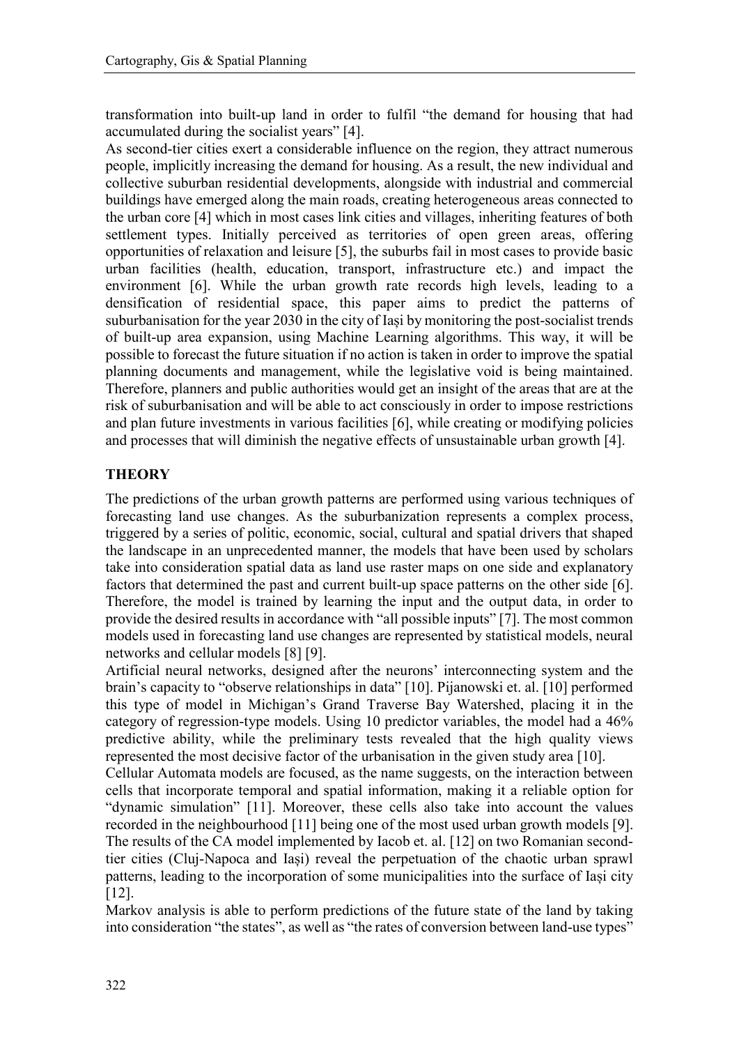transformation into built-up land in order to fulfil "the demand for housing that had accumulated during the socialist years" [4].

As second-tier cities exert a considerable influence on the region, they attract numerous people, implicitly increasing the demand for housing. As a result, the new individual and collective suburban residential developments, alongside with industrial and commercial buildings have emerged along the main roads, creating heterogeneous areas connected to the urban core [4] which in most cases link cities and villages, inheriting features of both settlement types. Initially perceived as territories of open green areas, offering opportunities of relaxation and leisure [5], the suburbs fail in most cases to provide basic urban facilities (health, education, transport, infrastructure etc.) and impact the environment [6]. While the urban growth rate records high levels, leading to a densification of residential space, this paper aims to predict the patterns of suburbanisation for the year 2030 in the city of Iași by monitoring the post-socialist trends of built-up area expansion, using Machine Learning algorithms. This way, it will be possible to forecast the future situation if no action is taken in order to improve the spatial planning documents and management, while the legislative void is being maintained. Therefore, planners and public authorities would get an insight of the areas that are at the risk of suburbanisation and will be able to act consciously in order to impose restrictions and plan future investments in various facilities [6], while creating or modifying policies and processes that will diminish the negative effects of unsustainable urban growth [4].

## THEORY

The predictions of the urban growth patterns are performed using various techniques of forecasting land use changes. As the suburbanization represents a complex process, triggered by a series of politic, economic, social, cultural and spatial drivers that shaped the landscape in an unprecedented manner, the models that have been used by scholars take into consideration spatial data as land use raster maps on one side and explanatory factors that determined the past and current built-up space patterns on the other side [6]. Therefore, the model is trained by learning the input and the output data, in order to provide the desired results in accordance with "all possible inputs" [7]. The most common models used in forecasting land use changes are represented by statistical models, neural networks and cellular models [8] [9].

Artificial neural networks, designed after the neurons' interconnecting system and the brain's capacity to "observe relationships in data" [10]. Pijanowski et. al. [10] performed this type of model in Michigan's Grand Traverse Bay Watershed, placing it in the category of regression-type models. Using 10 predictor variables, the model had a 46% predictive ability, while the preliminary tests revealed that the high quality views represented the most decisive factor of the urbanisation in the given study area [10].

Cellular Automata models are focused, as the name suggests, on the interaction between cells that incorporate temporal and spatial information, making it a reliable option for "dynamic simulation" [11]. Moreover, these cells also take into account the values recorded in the neighbourhood [11] being one of the most used urban growth models [9]. The results of the CA model implemented by Iacob et. al. [12] on two Romanian second-tier cities (Cluj-Napoca and Iași) reveal the perpetuation of the chaotic urban sprawl patterns, leading to the incorporation of some municipalities into the surface of Iași city [12].

Markov analysis is able to perform predictions of the future state of the land by taking into consideration "the states", as well as "the rates of conversion between land-use types"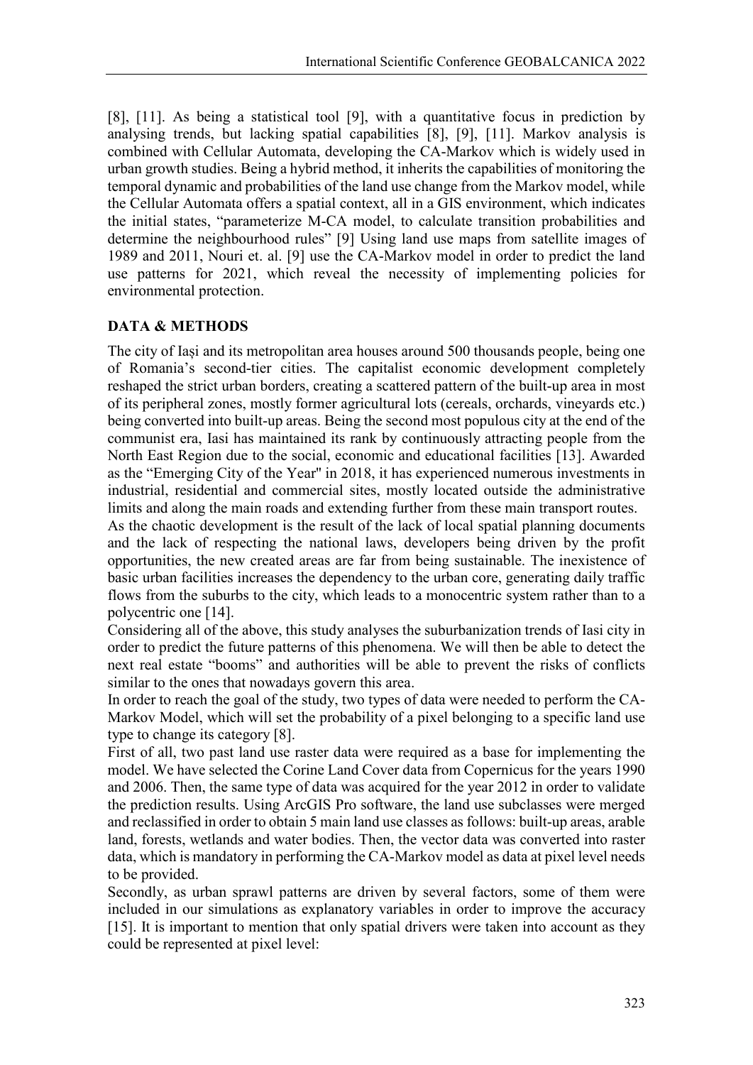[8], [11]. As being a statistical tool [9], with a quantitative focus in prediction by analysing trends, but lacking spatial capabilities [8], [9], [11]. Markov analysis is combined with Cellular Automata, developing the CA-Markov which is widely used in urban growth studies. Being a hybrid method, it inherits the capabilities of monitoring the temporal dynamic and probabilities of the land use change from the Markov model, while the Cellular Automata offers a spatial context, all in a GIS environment, which indicates the initial states, "parameterize M-CA model, to calculate transition probabilities and determine the neighbourhood rules" [9] Using land use maps from satellite images of 1989 and 2011, Nouri et. al. [9] use the CA-Markov model in order to predict the land use patterns for 2021, which reveal the necessity of implementing policies for environmental protection.

## DATA & METHODS

The city of Iași and its metropolitan area houses around 500 thousands people, being one of Romania's second-tier cities. The capitalist economic development completely reshaped the strict urban borders, creating a scattered pattern of the built-up area in most of its peripheral zones, mostly former agricultural lots (cereals, orchards, vineyards etc.) being converted into built-up areas. Being the second most populous city at the end of the communist era, Iasi has maintained its rank by continuously attracting people from the North East Region due to the social, economic and educational facilities [13]. Awarded as the "Emerging City of the Year" in 2018, it has experienced numerous investments in industrial, residential and commercial sites, mostly located outside the administrative limits and along the main roads and extending further from these main transport routes.

As the chaotic development is the result of the lack of local spatial planning documents and the lack of respecting the national laws, developers being driven by the profit opportunities, the new created areas are far from being sustainable. The inexistence of basic urban facilities increases the dependency to the urban core, generating daily traffic flows from the suburbs to the city, which leads to a monocentric system rather than to a polycentric one [14].

Considering all of the above, this study analyses the suburbanization trends of Iasi city in order to predict the future patterns of this phenomena. We will then be able to detect the next real estate "booms" and authorities will be able to prevent the risks of conflicts similar to the ones that nowadays govern this area.

In order to reach the goal of the study, two types of data were needed to perform the CA-Markov Model, which will set the probability of a pixel belonging to a specific land use type to change its category [8].

First of all, two past land use raster data were required as a base for implementing the model. We have selected the Corine Land Cover data from Copernicus for the years 1990 and 2006. Then, the same type of data was acquired for the year 2012 in order to validate the prediction results. Using ArcGIS Pro software, the land use subclasses were merged and reclassified in order to obtain 5 main land use classes as follows: built-up areas, arable land, forests, wetlands and water bodies. Then, the vector data was converted into raster data, which is mandatory in performing the CA-Markov model as data at pixel level needs to be provided.

Secondly, as urban sprawl patterns are driven by several factors, some of them were included in our simulations as explanatory variables in order to improve the accuracy [15]. It is important to mention that only spatial drivers were taken into account as they could be represented at pixel level: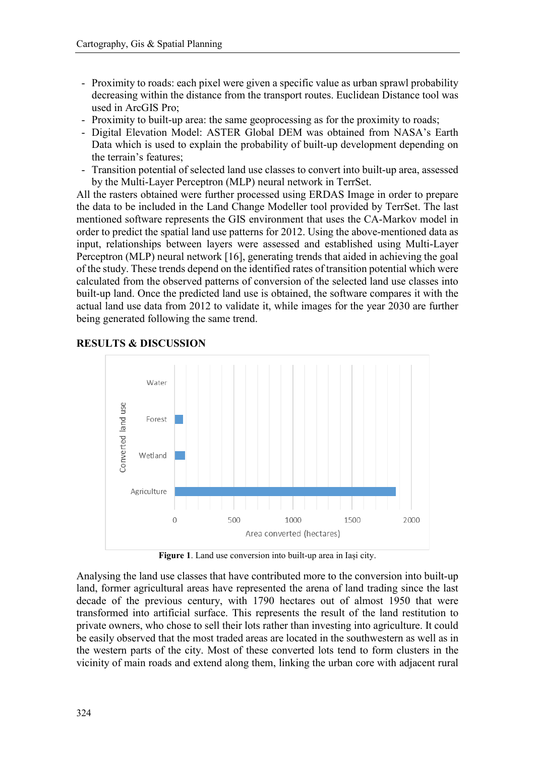- Proximity to roads: each pixel were given a specific value as urban sprawl probability decreasing within the distance from the transport routes. Euclidean Distance tool was used in ArcGIS Pro;
- Proximity to built-up area: the same geoprocessing as for the proximity to roads;
- Digital Elevation Model: ASTER Global DEM was obtained from NASA's Earth Data which is used to explain the probability of built-up development depending on the terrain's features;
- Transition potential of selected land use classes to convert into built-up area, assessed by the Multi-Layer Perceptron (MLP) neural network in TerrSet.

All the rasters obtained were further processed using ERDAS Image in order to prepare the data to be included in the Land Change Modeller tool provided by TerrSet. The last mentioned software represents the GIS environment that uses the CA-Markov model in order to predict the spatial land use patterns for 2012. Using the above-mentioned data as input, relationships between layers were assessed and established using Multi-Layer Perceptron (MLP) neural network [16], generating trends that aided in achieving the goal of the study. These trends depend on the identified rates of transition potential which were calculated from the observed patterns of conversion of the selected land use classes into built-up land. Once the predicted land use is obtained, the software compares it with the actual land use data from 2012 to validate it, while images for the year 2030 are further being generated following the same trend.

## RESULTS & DISCUSSION

**Figure 1**. Land use conversion into built-up area in Iași city.

Analysing the land use classes that have contributed more to the conversion into built-up land, former agricultural areas have represented the arena of land trading since the last decade of the previous century, with 1790 hectares out of almost 1950 that were transformed into artificial surface. This represents the result of the land restitution to private owners, who chose to sell their lots rather than investing into agriculture. It could be easily observed that the most traded areas are located in the southwestern as well as in the western parts of the city. Most of these converted lots tend to form clusters in the vicinity of main roads and extend along them, linking the urban core with adjacent rural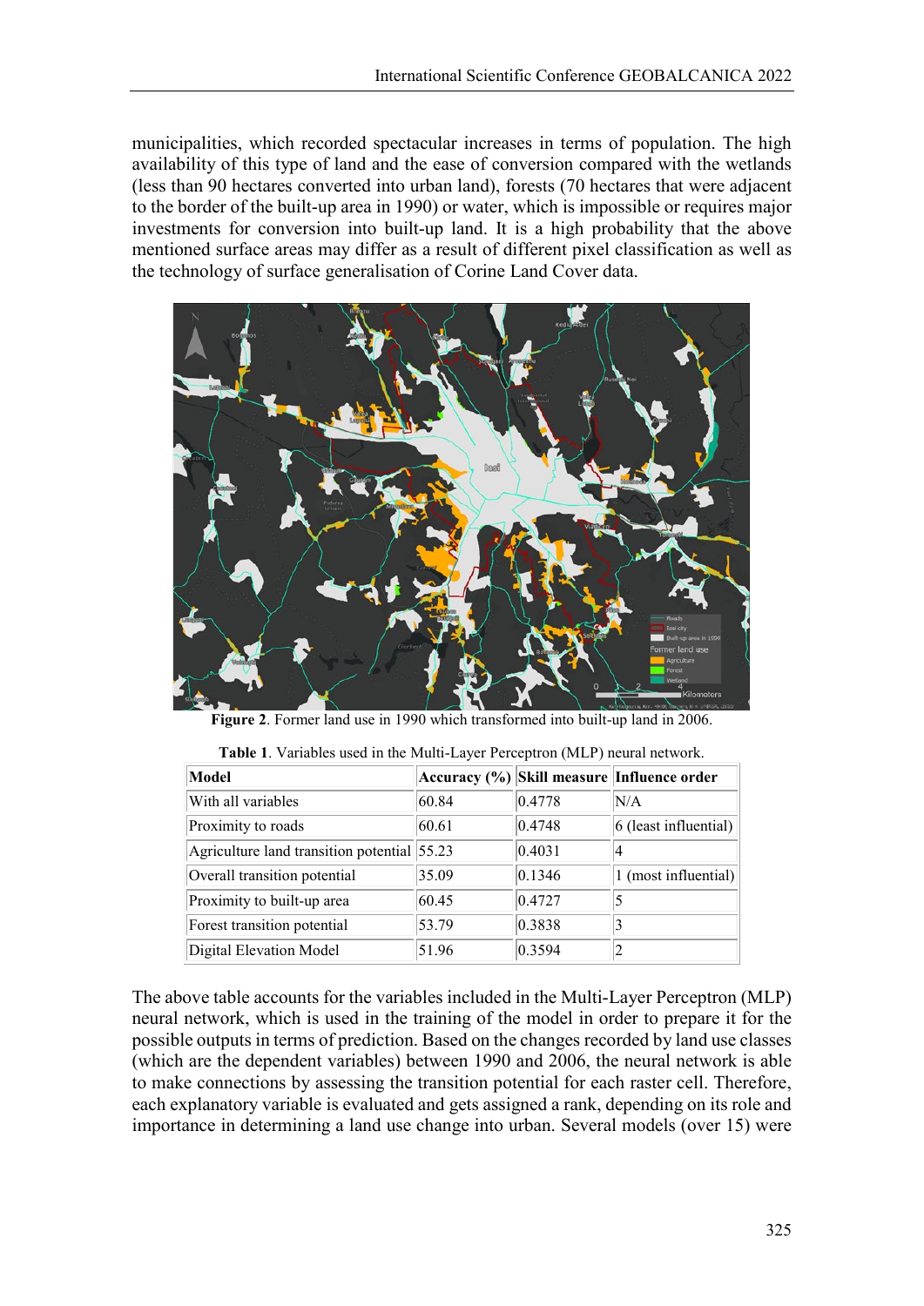municipalities, which recorded spectacular increases in terms of population. The high availability of this type of land and the ease of conversion compared with the wetlands (less than 90 hectares converted into urban land), forests (70 hectares that were adjacent to the border of the built-up area in 1990) or water, which is impossible or requires major investments for conversion into built-up land. It is a high probability that the above mentioned surface areas may differ as a result of different pixel classification as well as the technology of surface generalisation of Corine Land Cover data.

**Figure 2**. Former land use in 1990 which transformed into built-up land in 2006.

**Table 1**. Variables used in the Multi-Layer Perceptron (MLP) neural network.

| Model | Accuracy (%) | Skill measure | Influence order |
|---|---|---|---|
| With all variables | 60.84 | 0.4778 | N/A |
| Proximity to roads | 60.61 | 0.4748 | 6 (least influential) |
| Agriculture land transition potential | 55.23 | 0.4031 | 4 |
| Overall transition potential | 35.09 | 0.1346 | 1 (most influential) |
| Proximity to built-up area | 60.45 | 0.4727 | 5 |
| Forest transition potential | 53.79 | 0.3838 | 3 |
| Digital Elevation Model | 51.96 | 0.3594 | 2 |

The above table accounts for the variables included in the Multi-Layer Perceptron (MLP) neural network, which is used in the training of the model in order to prepare it for the possible outputs in terms of prediction. Based on the changes recorded by land use classes (which are the dependent variables) between 1990 and 2006, the neural network is able to make connections by assessing the transition potential for each raster cell. Therefore, each explanatory variable is evaluated and gets assigned a rank, depending on its role and importance in determining a land use change into urban. Several models (over 15) were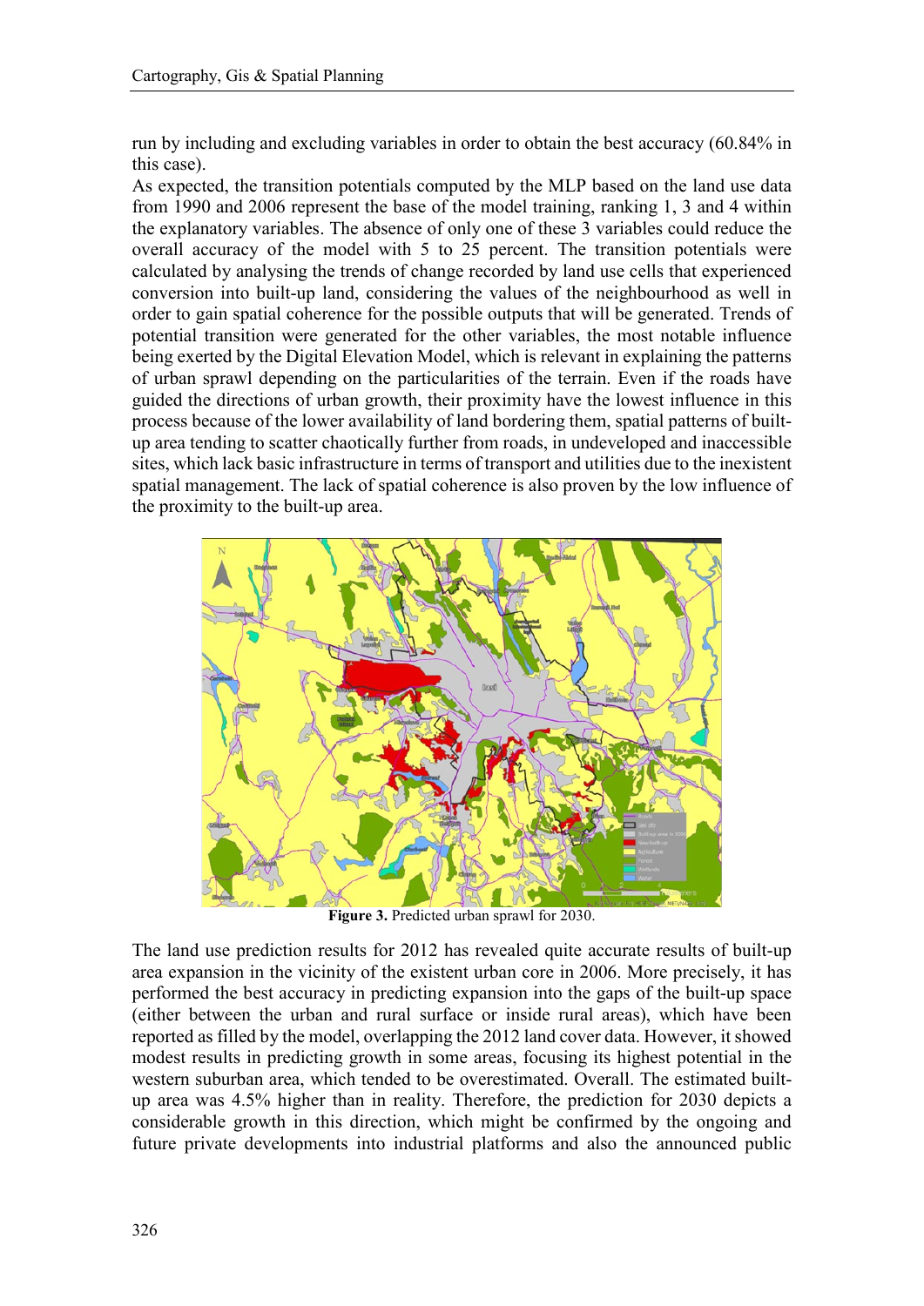run by including and excluding variables in order to obtain the best accuracy (60.84% in this case).

As expected, the transition potentials computed by the MLP based on the land use data from 1990 and 2006 represent the base of the model training, ranking 1, 3 and 4 within the explanatory variables. The absence of only one of these 3 variables could reduce the overall accuracy of the model with 5 to 25 percent. The transition potentials were calculated by analysing the trends of change recorded by land use cells that experienced conversion into built-up land, considering the values of the neighbourhood as well in order to gain spatial coherence for the possible outputs that will be generated. Trends of potential transition were generated for the other variables, the most notable influence being exerted by the Digital Elevation Model, which is relevant in explaining the patterns of urban sprawl depending on the particularities of the terrain. Even if the roads have guided the directions of urban growth, their proximity have the lowest influence in this process because of the lower availability of land bordering them, spatial patterns of built-up area tending to scatter chaotically further from roads, in undeveloped and inaccessible sites, which lack basic infrastructure in terms of transport and utilities due to the inexistent spatial management. The lack of spatial coherence is also proven by the low influence of the proximity to the built-up area.

**Figure 3.** Predicted urban sprawl for 2030.

The land use prediction results for 2012 has revealed quite accurate results of built-up area expansion in the vicinity of the existent urban core in 2006. More precisely, it has performed the best accuracy in predicting expansion into the gaps of the built-up space (either between the urban and rural surface or inside rural areas), which have been reported as filled by the model, overlapping the 2012 land cover data. However, it showed modest results in predicting growth in some areas, focusing its highest potential in the western suburban area, which tended to be overestimated. Overall. The estimated built-up area was 4.5% higher than in reality. Therefore, the prediction for 2030 depicts a considerable growth in this direction, which might be confirmed by the ongoing and future private developments into industrial platforms and also the announced public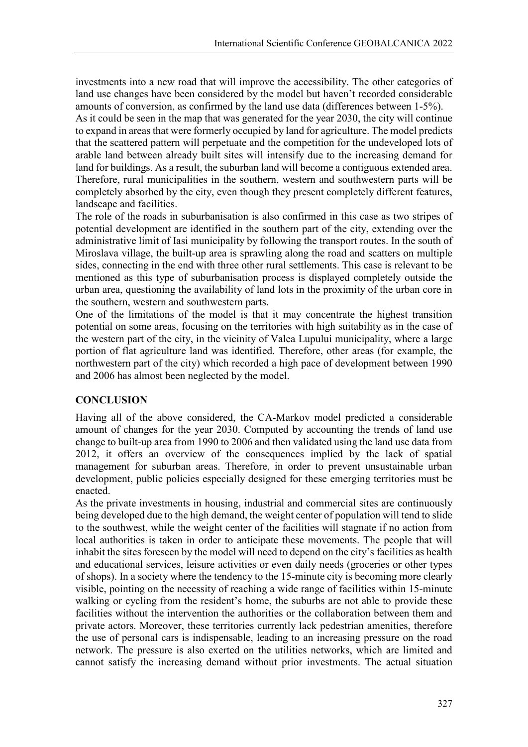investments into a new road that will improve the accessibility. The other categories of land use changes have been considered by the model but haven't recorded considerable amounts of conversion, as confirmed by the land use data (differences between 1-5%).

As it could be seen in the map that was generated for the year 2030, the city will continue to expand in areas that were formerly occupied by land for agriculture. The model predicts that the scattered pattern will perpetuate and the competition for the undeveloped lots of arable land between already built sites will intensify due to the increasing demand for land for buildings. As a result, the suburban land will become a contiguous extended area. Therefore, rural municipalities in the southern, western and southwestern parts will be completely absorbed by the city, even though they present completely different features, landscape and facilities.

The role of the roads in suburbanisation is also confirmed in this case as two stripes of potential development are identified in the southern part of the city, extending over the administrative limit of Iasi municipality by following the transport routes. In the south of Miroslava village, the built-up area is sprawling along the road and scatters on multiple sides, connecting in the end with three other rural settlements. This case is relevant to be mentioned as this type of suburbanisation process is displayed completely outside the urban area, questioning the availability of land lots in the proximity of the urban core in the southern, western and southwestern parts.

One of the limitations of the model is that it may concentrate the highest transition potential on some areas, focusing on the territories with high suitability as in the case of the western part of the city, in the vicinity of Valea Lupului municipality, where a large portion of flat agriculture land was identified. Therefore, other areas (for example, the northwestern part of the city) which recorded a high pace of development between 1990 and 2006 has almost been neglected by the model.

## CONCLUSION

Having all of the above considered, the CA-Markov model predicted a considerable amount of changes for the year 2030. Computed by accounting the trends of land use change to built-up area from 1990 to 2006 and then validated using the land use data from 2012, it offers an overview of the consequences implied by the lack of spatial management for suburban areas. Therefore, in order to prevent unsustainable urban development, public policies especially designed for these emerging territories must be enacted.

As the private investments in housing, industrial and commercial sites are continuously being developed due to the high demand, the weight center of population will tend to slide to the southwest, while the weight center of the facilities will stagnate if no action from local authorities is taken in order to anticipate these movements. The people that will inhabit the sites foreseen by the model will need to depend on the city's facilities as health and educational services, leisure activities or even daily needs (groceries or other types of shops). In a society where the tendency to the 15-minute city is becoming more clearly visible, pointing on the necessity of reaching a wide range of facilities within 15-minute walking or cycling from the resident's home, the suburbs are not able to provide these facilities without the intervention the authorities or the collaboration between them and private actors. Moreover, these territories currently lack pedestrian amenities, therefore the use of personal cars is indispensable, leading to an increasing pressure on the road network. The pressure is also exerted on the utilities networks, which are limited and cannot satisfy the increasing demand without prior investments. The actual situation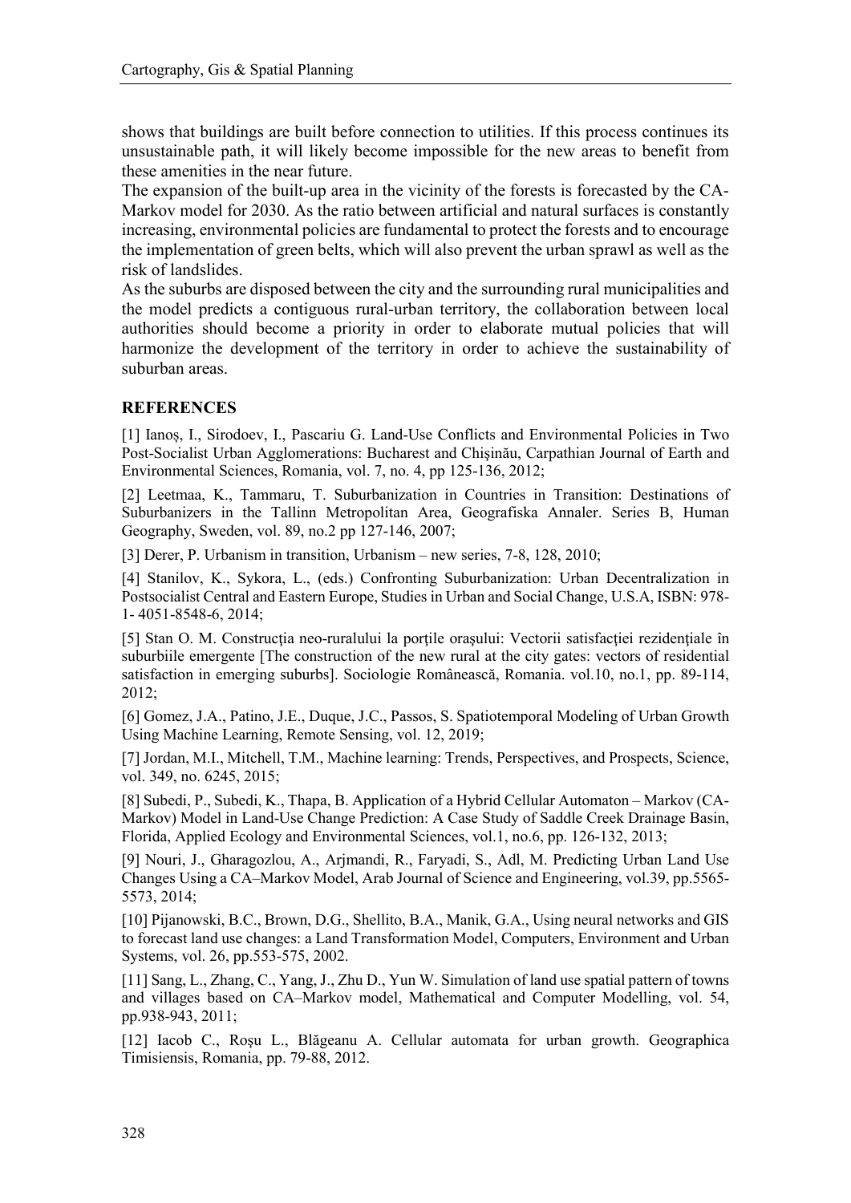shows that buildings are built before connection to utilities. If this process continues its unsustainable path, it will likely become impossible for the new areas to benefit from these amenities in the near future.

The expansion of the built-up area in the vicinity of the forests is forecasted by the CA-Markov model for 2030. As the ratio between artificial and natural surfaces is constantly increasing, environmental policies are fundamental to protect the forests and to encourage the implementation of green belts, which will also prevent the urban sprawl as well as the risk of landslides.

As the suburbs are disposed between the city and the surrounding rural municipalities and the model predicts a contiguous rural-urban territory, the collaboration between local authorities should become a priority in order to elaborate mutual policies that will harmonize the development of the territory in order to achieve the sustainability of suburban areas.

## REFERENCES

[1] Ianoș, I., Sirodoev, I., Pascariu G. Land-Use Conflicts and Environmental Policies in Two Post-Socialist Urban Agglomerations: Bucharest and Chişinău, Carpathian Journal of Earth and Environmental Sciences, Romania, vol. 7, no. 4, pp 125-136, 2012;

[2] Leetmaa, K., Tammaru, T. Suburbanization in Countries in Transition: Destinations of Suburbanizers in the Tallinn Metropolitan Area, Geografiska Annaler. Series B, Human Geography, Sweden, vol. 89, no.2 pp 127-146, 2007;

[3] Derer, P. Urbanism in transition, Urbanism – new series, 7-8, 128, 2010;

[4] Stanilov, K., Sykora, L., (eds.) Confronting Suburbanization: Urban Decentralization in Postsocialist Central and Eastern Europe, Studies in Urban and Social Change, U.S.A, ISBN: 978-1- 4051-8548-6, 2014;

[5] Stan O. M. Construcţia neo-ruralului la porţile oraşului: Vectorii satisfacţiei rezidenţiale în suburbiile emergente [The construction of the new rural at the city gates: vectors of residential satisfaction in emerging suburbs]. Sociologie Românească, Romania. vol.10, no.1, pp. 89-114, 2012;

[6] Gomez, J.A., Patino, J.E., Duque, J.C., Passos, S. Spatiotemporal Modeling of Urban Growth Using Machine Learning, Remote Sensing, vol. 12, 2019;

[7] Jordan, M.I., Mitchell, T.M., Machine learning: Trends, Perspectives, and Prospects, Science, vol. 349, no. 6245, 2015;

[8] Subedi, P., Subedi, K., Thapa, B. Application of a Hybrid Cellular Automaton – Markov (CA-Markov) Model in Land-Use Change Prediction: A Case Study of Saddle Creek Drainage Basin, Florida, Applied Ecology and Environmental Sciences, vol.1, no.6, pp. 126-132, 2013;

[9] Nouri, J., Gharagozlou, A., Arjmandi, R., Faryadi, S., Adl, M. Predicting Urban Land Use Changes Using a CA–Markov Model, Arab Journal of Science and Engineering, vol.39, pp.5565-5573, 2014;

[10] Pijanowski, B.C., Brown, D.G., Shellito, B.A., Manik, G.A., Using neural networks and GIS to forecast land use changes: a Land Transformation Model, Computers, Environment and Urban Systems, vol. 26, pp.553-575, 2002.

[11] Sang, L., Zhang, C., Yang, J., Zhu D., Yun W. Simulation of land use spatial pattern of towns and villages based on CA–Markov model, Mathematical and Computer Modelling, vol. 54, pp.938-943, 2011;

[12] Iacob C., Roşu L., Blăgeanu A. Cellular automata for urban growth. Geographica Timisiensis, Romania, pp. 79-88, 2012.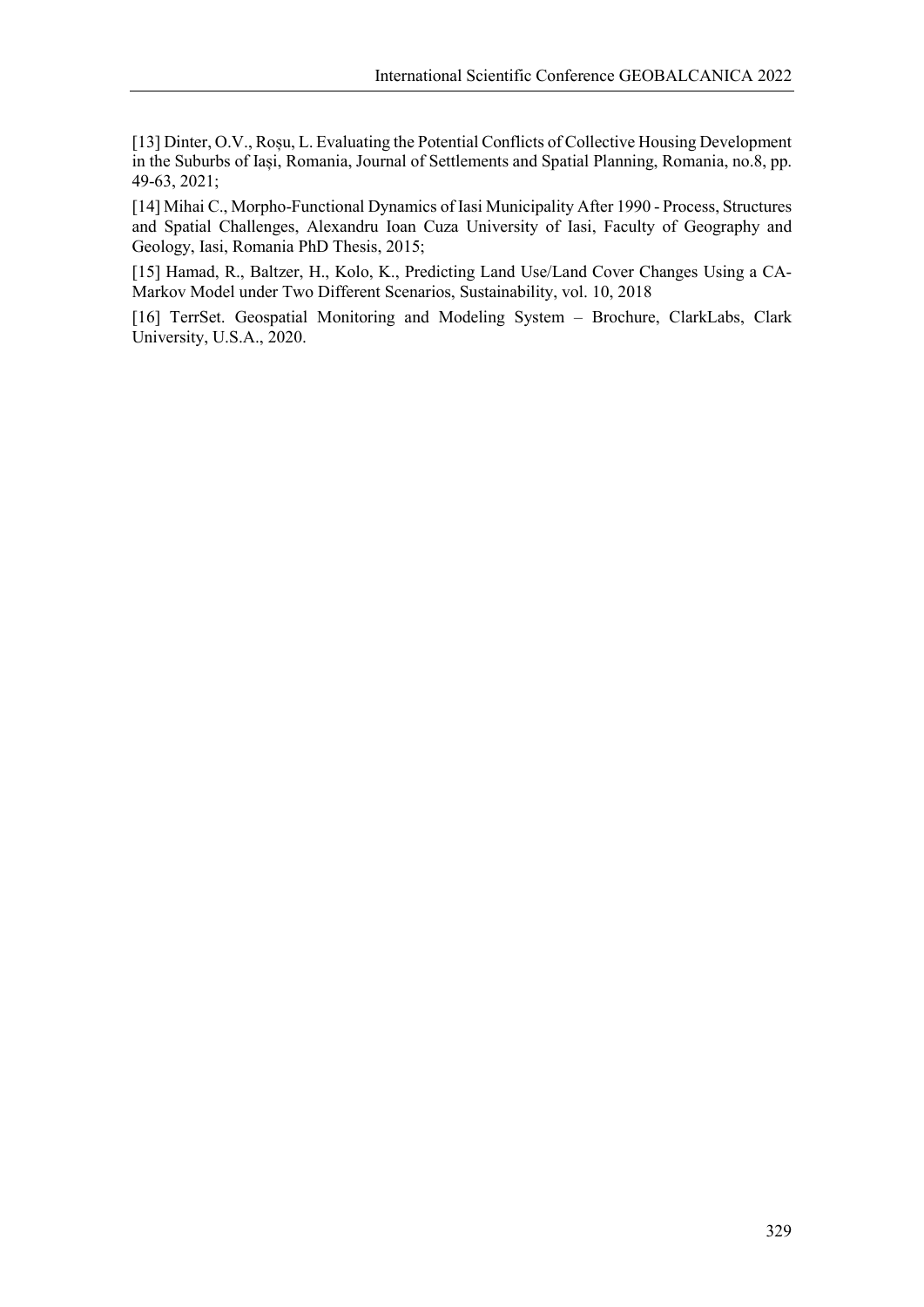[13] Dinter, O.V., Roșu, L. Evaluating the Potential Conflicts of Collective Housing Development in the Suburbs of Iași, Romania, Journal of Settlements and Spatial Planning, Romania, no.8, pp. 49-63, 2021;

[14] Mihai C., Morpho-Functional Dynamics of Iasi Municipality After 1990 - Process, Structures and Spatial Challenges, Alexandru Ioan Cuza University of Iasi, Faculty of Geography and Geology, Iasi, Romania PhD Thesis, 2015;

[15] Hamad, R., Baltzer, H., Kolo, K., Predicting Land Use/Land Cover Changes Using a CA-Markov Model under Two Different Scenarios, Sustainability, vol. 10, 2018

[16] TerrSet. Geospatial Monitoring and Modeling System – Brochure, ClarkLabs, Clark University, U.S.A., 2020.